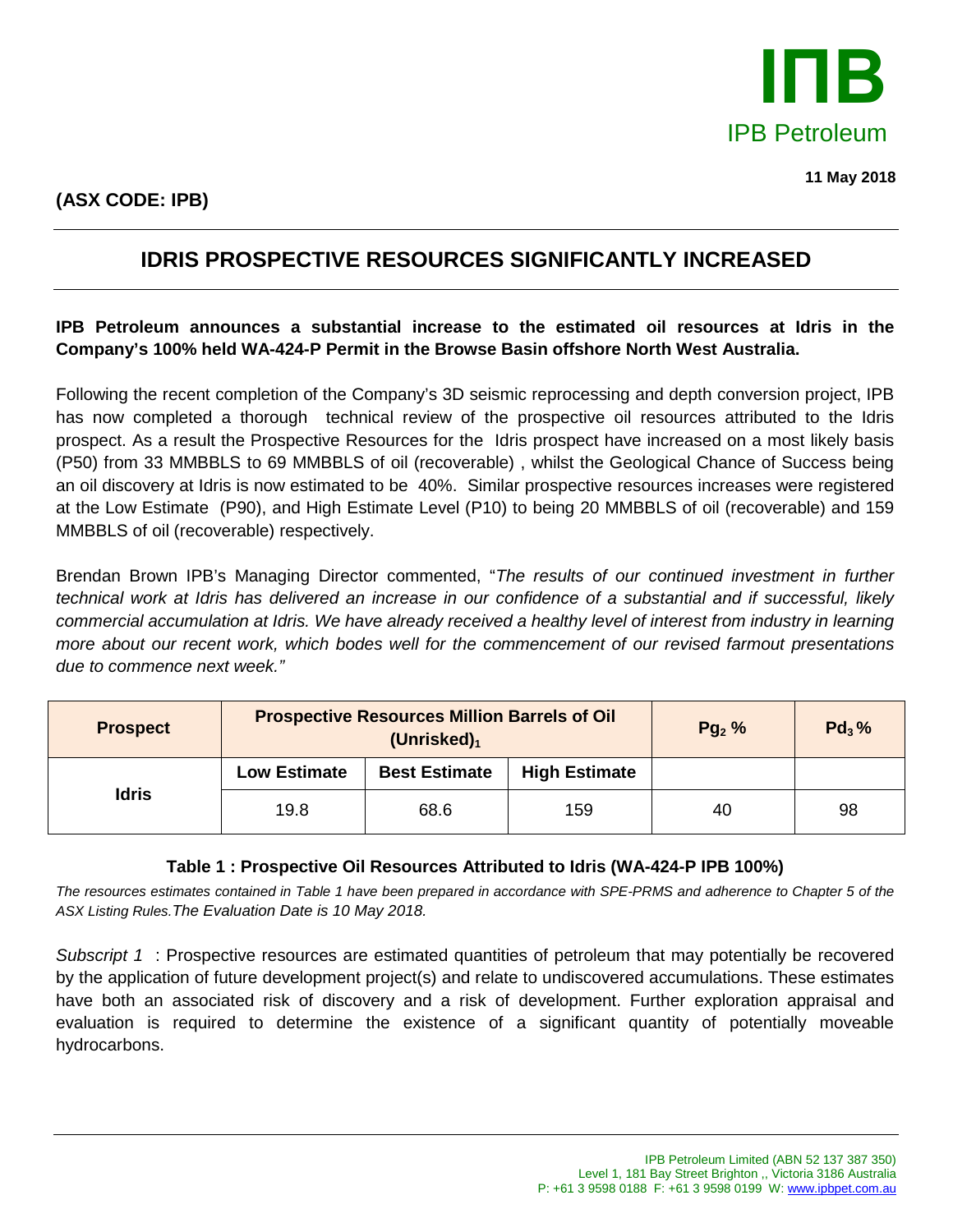IPB Petroleum

**11 May 2018**

**(ASX CODE: IPB)**

# IDRIS PROSPECTIVE RESOURCES SIGNIFICANTLY INCREASED

**IPB Petroleum announces a substantial increase to the estimated oil resources at Idris in the Company's 100% held WA-424-P Permit in the Browse Basin offshore North West Australia.**

Following the recent completion of the Company's 3D seismic reprocessing and depth conversion project, IPB has now completed a thorough technical review of the prospective oil resources attributed to the Idris prospect. As a result the Prospective Resources for the Idris prospect have increased on a most likely basis (P50) from 33 MMBBLS to 69 MMBBLS of oil (recoverable) , whilst the Geological Chance of Success being an oil discovery at Idris is now estimated to be 40%. Similar prospective resources increases were registered at the Low Estimate (P90), and High Estimate Level (P10) to being 20 MMBBLS of oil (recoverable) and 159 MMBBLS of oil (recoverable) respectively.

Brendan Brown IPB's Managing Director commented, "*The results of our continued investment in further technical work at Idris has delivered an increase in our confidence of a substantial and if successful, likely commercial accumulation at Idris. We have already received a healthy level of interest from industry in learning more about our recent work, which bodes well for the commencement of our revised farmout presentations due to commence next week.*"

| Prospect | Prospective Resources Million Barrels of Oil (Unrisked)[1] | | | $Pg_2$ % | $Pd_3$ % |
|---|---|---|---|---|---|
| | Low Estimate | Best Estimate | High Estimate | | |
| Idris | 19.8 | 68.6 | 159 | 40 | 98 |

**Table 1 : Prospective Oil Resources Attributed to Idris (WA-424-P IPB 100%)**

*The resources estimates contained in Table 1 have been prepared in accordance with SPE-PRMS and adherence to Chapter 5 of the ASX Listing Rules.The Evaluation Date is 10 May 2018.*

*Subscript 1* : Prospective resources are estimated quantities of petroleum that may potentially be recovered by the application of future development project(s) and relate to undiscovered accumulations. These estimates have both an associated risk of discovery and a risk of development. Further exploration appraisal and evaluation is required to determine the existence of a significant quantity of potentially moveable hydrocarbons.

IPB Petroleum Limited (ABN 52 137 387 350)
Level 1, 181 Bay Street Brighton ,, Victoria 3186 Australia
P: +61 3 9598 0188 F: +61 3 9598 0199 W: www.ipbpet.com.au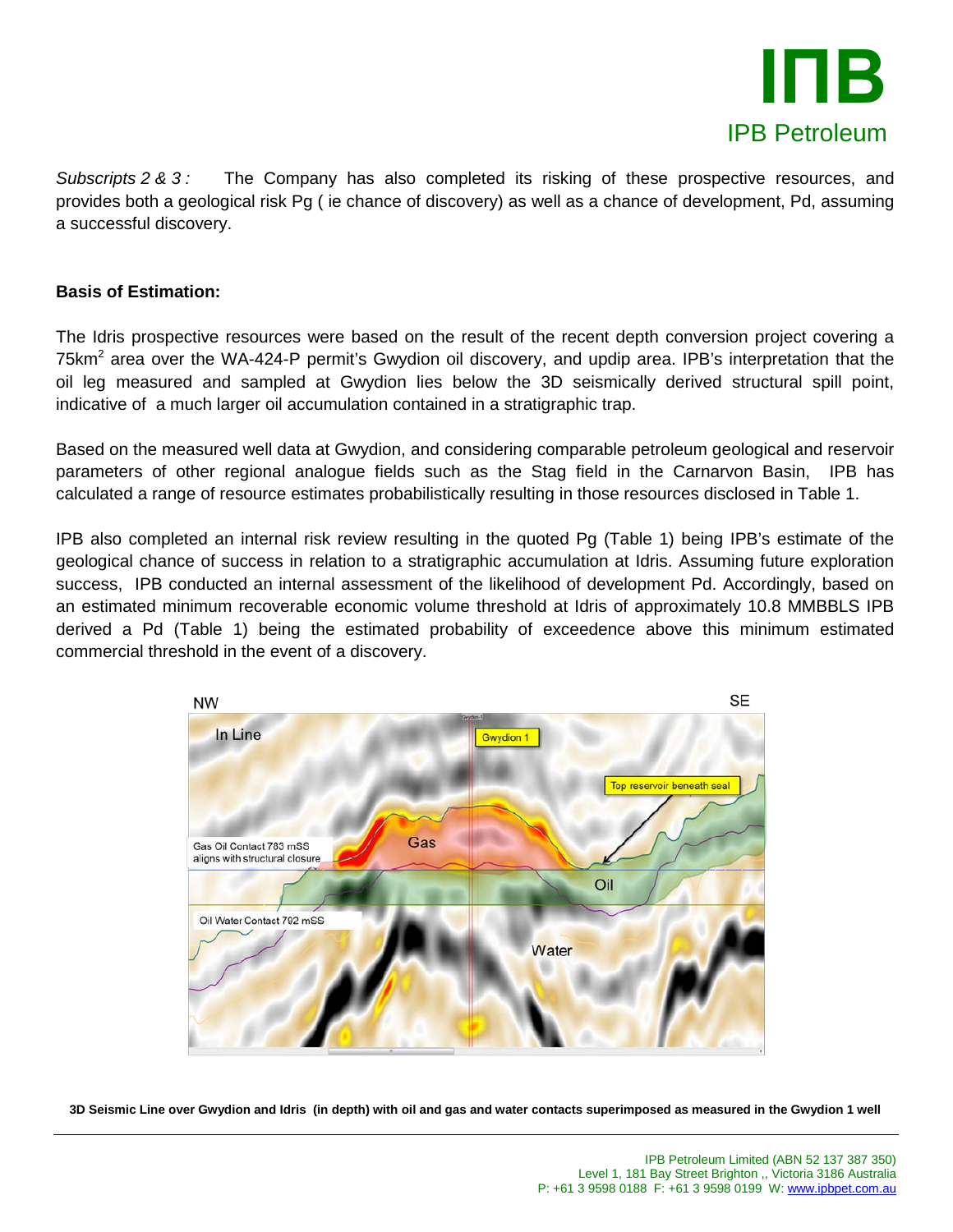*Subscripts 2 & 3 :* The Company has also completed its risking of these prospective resources, and provides both a geological risk Pg ( ie chance of discovery) as well as a chance of development, Pd, assuming a successful discovery.

**Basis of Estimation:**

The Idris prospective resources were based on the result of the recent depth conversion project covering a 75km$^2$ area over the WA-424-P permit's Gwydion oil discovery, and updip area. IPB's interpretation that the oil leg measured and sampled at Gwydion lies below the 3D seismically derived structural spill point, indicative of a much larger oil accumulation contained in a stratigraphic trap.

Based on the measured well data at Gwydion, and considering comparable petroleum geological and reservoir parameters of other regional analogue fields such as the Stag field in the Carnarvon Basin, IPB has calculated a range of resource estimates probabilistically resulting in those resources disclosed in Table 1.

IPB also completed an internal risk review resulting in the quoted Pg (Table 1) being IPB's estimate of the geological chance of success in relation to a stratigraphic accumulation at Idris. Assuming future exploration success, IPB conducted an internal assessment of the likelihood of development Pd. Accordingly, based on an estimated minimum recoverable economic volume threshold at Idris of approximately 10.8 MMBBLS IPB derived a Pd (Table 1) being the estimated probability of exceedence above this minimum estimated commercial threshold in the event of a discovery.

**3D Seismic Line over Gwydion and Idris (in depth) with oil and gas and water contacts superimposed as measured in the Gwydion 1 well**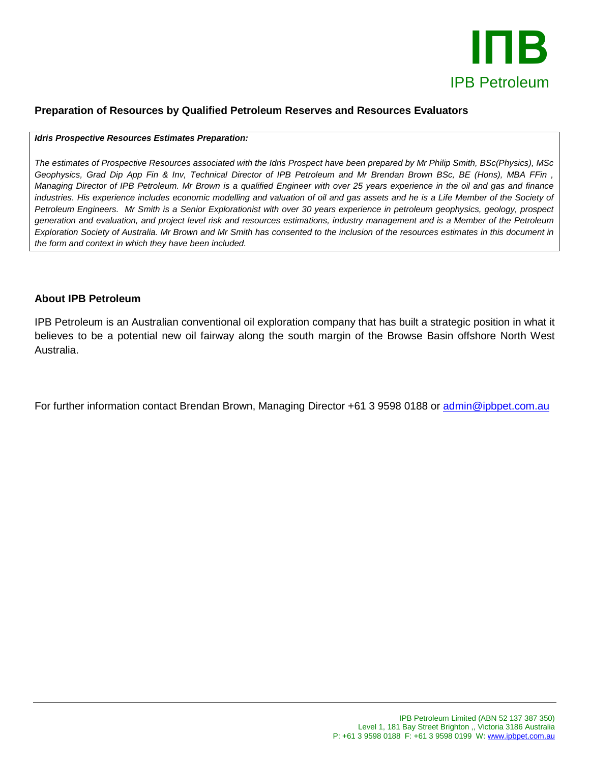## Preparation of Resources by Qualified Petroleum Reserves and Resources Evaluators

***Idris Prospective Resources Estimates Preparation:***

*The estimates of Prospective Resources associated with the Idris Prospect have been prepared by Mr Philip Smith, BSc(Physics), MSc Geophysics, Grad Dip App Fin & Inv, Technical Director of IPB Petroleum and Mr Brendan Brown BSc, BE (Hons), MBA FFin , Managing Director of IPB Petroleum. Mr Brown is a qualified Engineer with over 25 years experience in the oil and gas and finance industries. His experience includes economic modelling and valuation of oil and gas assets and he is a Life Member of the Society of Petroleum Engineers. Mr Smith is a Senior Explorationist with over 30 years experience in petroleum geophysics, geology, prospect generation and evaluation, and project level risk and resources estimations, industry management and is a Member of the Petroleum Exploration Society of Australia. Mr Brown and Mr Smith has consented to the inclusion of the resources estimates in this document in the form and context in which they have been included.*

## About IPB Petroleum

IPB Petroleum is an Australian conventional oil exploration company that has built a strategic position in what it believes to be a potential new oil fairway along the south margin of the Browse Basin offshore North West Australia.

For further information contact Brendan Brown, Managing Director +61 3 9598 0188 or admin@ipbpet.com.au

IPB Petroleum Limited (ABN 52 137 387 350)
Level 1, 181 Bay Street Brighton ,, Victoria 3186 Australia
P: +61 3 9598 0188 F: +61 3 9598 0199 W: www.ipbpet.com.au